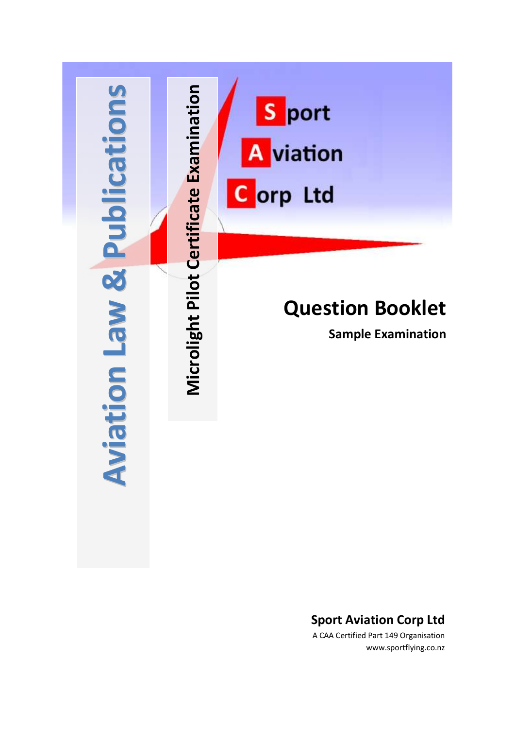# Aviation Law & Publications

## Microlight Pilot Certificate Examination

**S**port
**A**viation
**C**orp Ltd

# Question Booklet

**Sample Examination**

**Sport Aviation Corp Ltd**
A CAA Certified Part 149 Organisation
www.sportflying.co.nz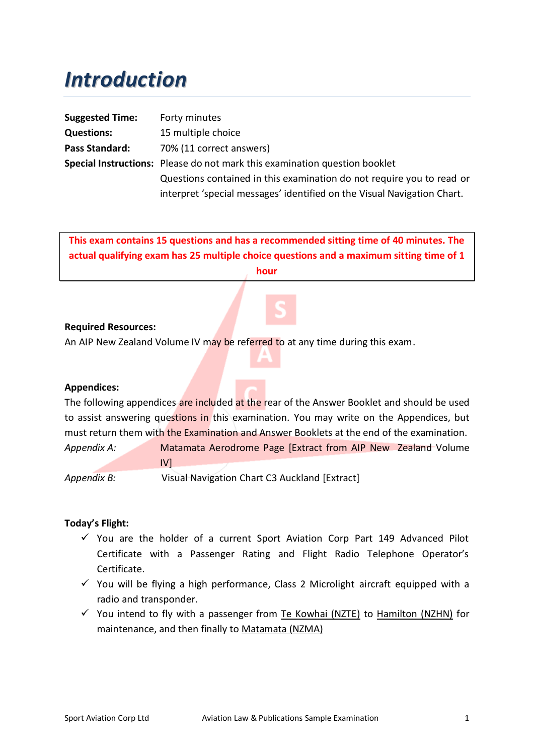# Introduction

| | |
|---|---|
| **Suggested Time:** | Forty minutes |
| **Questions:** | 15 multiple choice |
| **Pass Standard:** | 70% (11 correct answers) |
| **Special Instructions:** | Please do not mark this examination question booklet<br>Questions contained in this examination do not require you to read or interpret 'special messages' identified on the Visual Navigation Chart. |

**This exam contains 15 questions and has a recommended sitting time of 40 minutes. The actual qualifying exam has 25 multiple choice questions and a maximum sitting time of 1 hour**

**Required Resources:**

An AIP New Zealand Volume IV may be referred to at any time during this exam.

**Appendices:**

The following appendices are included at the rear of the Answer Booklet and should be used to assist answering questions in this examination. You may write on the Appendices, but must return them with the Examination and Answer Booklets at the end of the examination.

*Appendix A:* Matamata Aerodrome Page [Extract from AIP New Zealand Volume IV]

*Appendix B:* Visual Navigation Chart C3 Auckland [Extract]

**Today's Flight:**

- ✓ You are the holder of a current Sport Aviation Corp Part 149 Advanced Pilot Certificate with a Passenger Rating and Flight Radio Telephone Operator's Certificate.
- ✓ You will be flying a high performance, Class 2 Microlight aircraft equipped with a radio and transponder.
- ✓ You intend to fly with a passenger from Te Kowhai (NZTE) to Hamilton (NZHN) for maintenance, and then finally to Matamata (NZMA)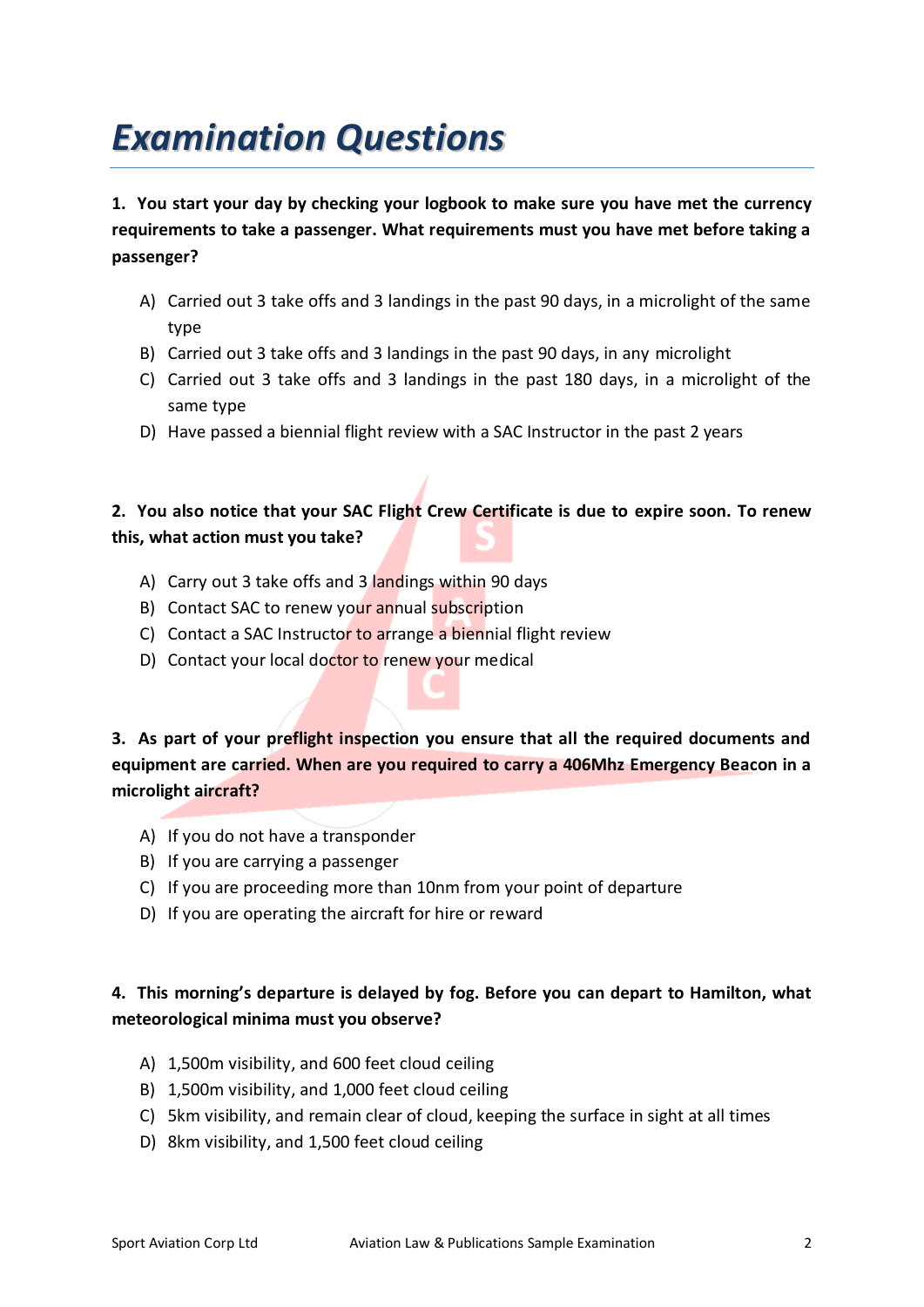# *Examination Questions*

**1. You start your day by checking your logbook to make sure you have met the currency requirements to take a passenger. What requirements must you have met before taking a passenger?**

A) Carried out 3 take offs and 3 landings in the past 90 days, in a microlight of the same type
B) Carried out 3 take offs and 3 landings in the past 90 days, in any microlight
C) Carried out 3 take offs and 3 landings in the past 180 days, in a microlight of the same type
D) Have passed a biennial flight review with a SAC Instructor in the past 2 years

**2. You also notice that your SAC Flight Crew Certificate is due to expire soon. To renew this, what action must you take?**

A) Carry out 3 take offs and 3 landings within 90 days
B) Contact SAC to renew your annual subscription
C) Contact a SAC Instructor to arrange a biennial flight review
D) Contact your local doctor to renew your medical

**3. As part of your preflight inspection you ensure that all the required documents and equipment are carried. When are you required to carry a 406Mhz Emergency Beacon in a microlight aircraft?**

A) If you do not have a transponder
B) If you are carrying a passenger
C) If you are proceeding more than 10nm from your point of departure
D) If you are operating the aircraft for hire or reward

**4. This morning's departure is delayed by fog. Before you can depart to Hamilton, what meteorological minima must you observe?**

A) 1,500m visibility, and 600 feet cloud ceiling
B) 1,500m visibility, and 1,000 feet cloud ceiling
C) 5km visibility, and remain clear of cloud, keeping the surface in sight at all times
D) 8km visibility, and 1,500 feet cloud ceiling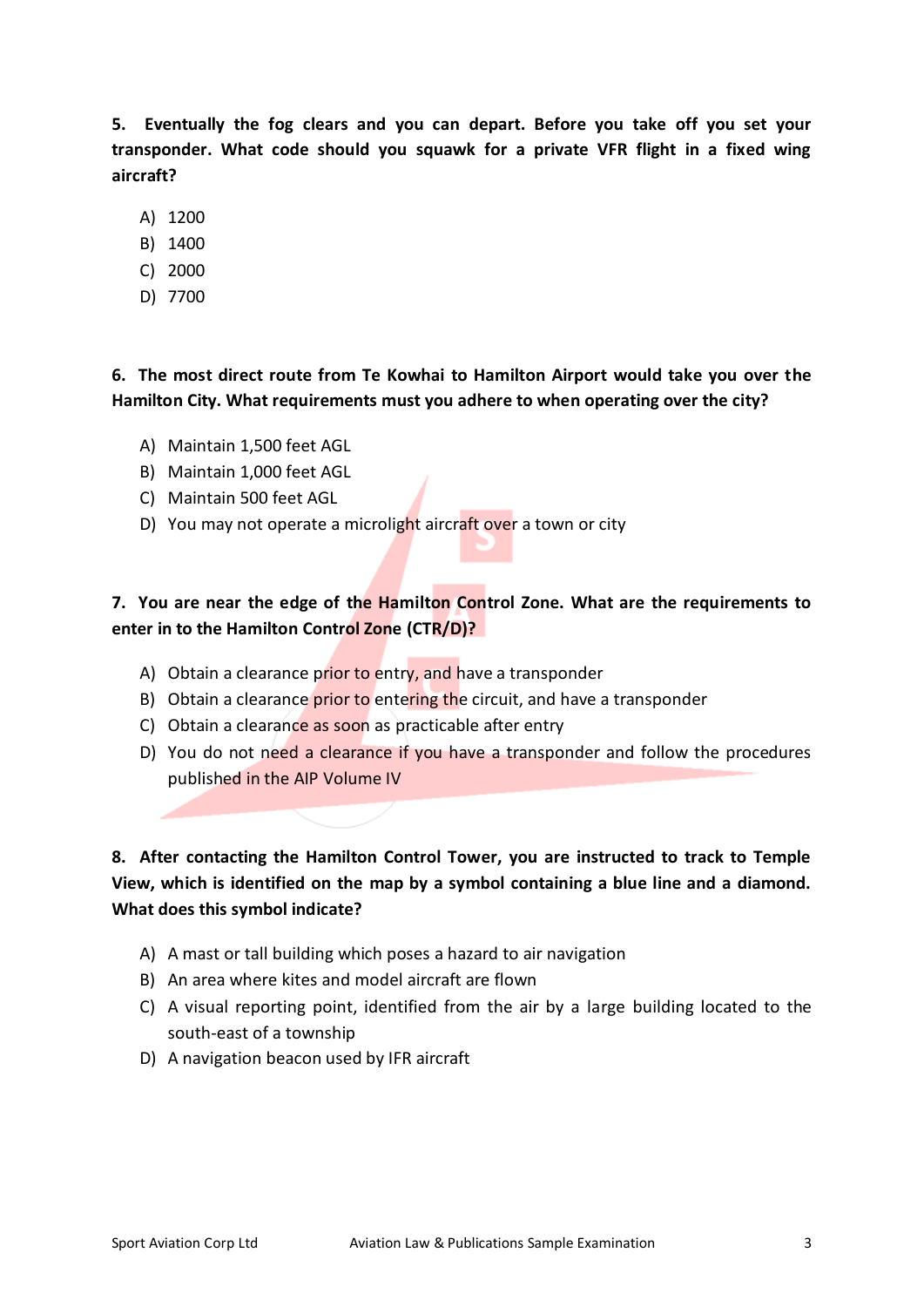**5. Eventually the fog clears and you can depart. Before you take off you set your transponder. What code should you squawk for a private VFR flight in a fixed wing aircraft?**

A) 1200
B) 1400
C) 2000
D) 7700

**6. The most direct route from Te Kowhai to Hamilton Airport would take you over the Hamilton City. What requirements must you adhere to when operating over the city?**

A) Maintain 1,500 feet AGL
B) Maintain 1,000 feet AGL
C) Maintain 500 feet AGL
D) You may not operate a microlight aircraft over a town or city

**7. You are near the edge of the Hamilton Control Zone. What are the requirements to enter in to the Hamilton Control Zone (CTR/D)?**

A) Obtain a clearance prior to entry, and have a transponder
B) Obtain a clearance prior to entering the circuit, and have a transponder
C) Obtain a clearance as soon as practicable after entry
D) You do not need a clearance if you have a transponder and follow the procedures published in the AIP Volume IV

**8. After contacting the Hamilton Control Tower, you are instructed to track to Temple View, which is identified on the map by a symbol containing a blue line and a diamond. What does this symbol indicate?**

A) A mast or tall building which poses a hazard to air navigation
B) An area where kites and model aircraft are flown
C) A visual reporting point, identified from the air by a large building located to the south-east of a township
D) A navigation beacon used by IFR aircraft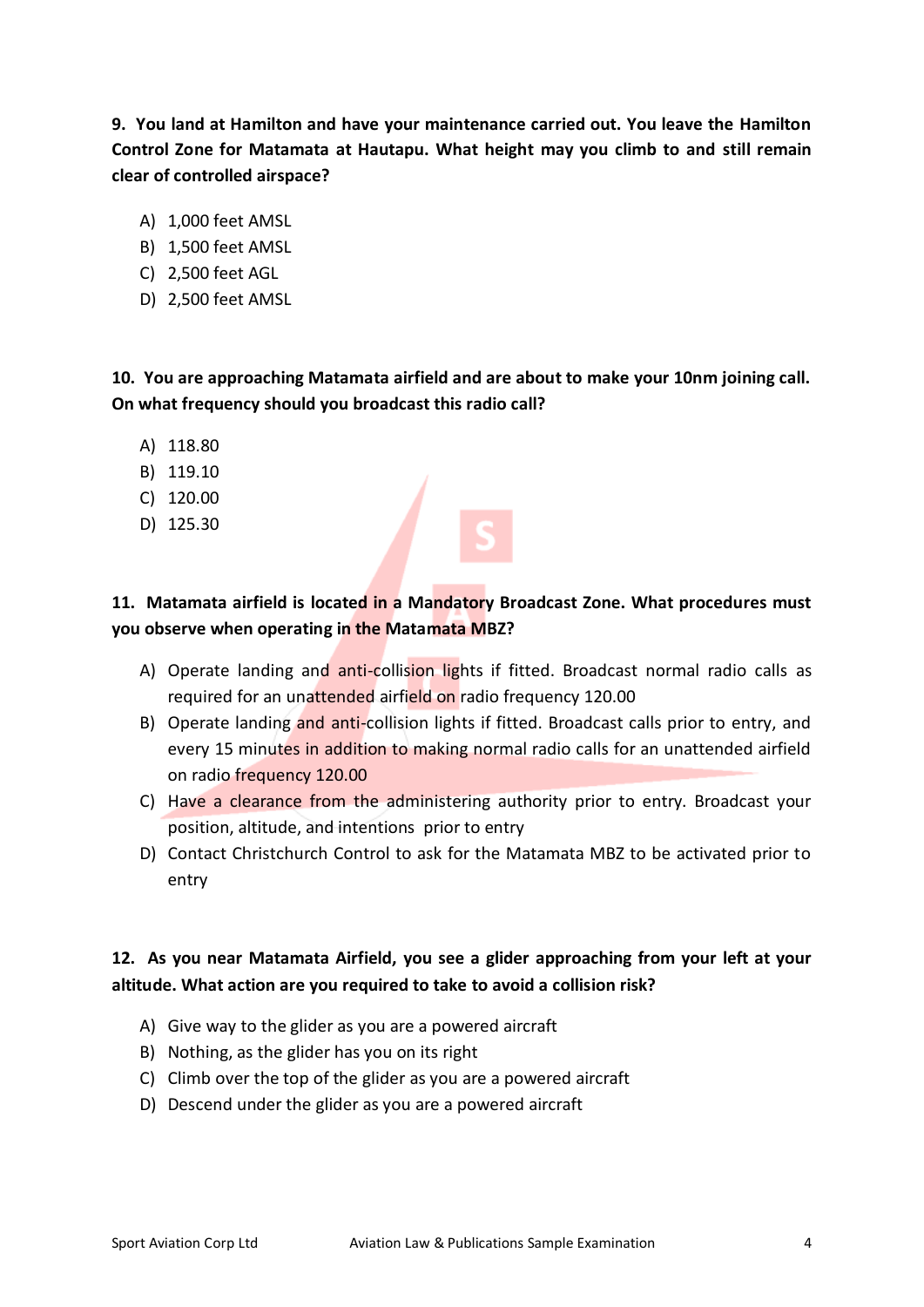**9. You land at Hamilton and have your maintenance carried out. You leave the Hamilton Control Zone for Matamata at Hautapu. What height may you climb to and still remain clear of controlled airspace?**

A) 1,000 feet AMSL
B) 1,500 feet AMSL
C) 2,500 feet AGL
D) 2,500 feet AMSL

**10. You are approaching Matamata airfield and are about to make your 10nm joining call. On what frequency should you broadcast this radio call?**

A) 118.80
B) 119.10
C) 120.00
D) 125.30

**11. Matamata airfield is located in a Mandatory Broadcast Zone. What procedures must you observe when operating in the Matamata MBZ?**

A) Operate landing and anti-collision lights if fitted. Broadcast normal radio calls as required for an unattended airfield on radio frequency 120.00
B) Operate landing and anti-collision lights if fitted. Broadcast calls prior to entry, and every 15 minutes in addition to making normal radio calls for an unattended airfield on radio frequency 120.00
C) Have a clearance from the administering authority prior to entry. Broadcast your position, altitude, and intentions prior to entry
D) Contact Christchurch Control to ask for the Matamata MBZ to be activated prior to entry

**12. As you near Matamata Airfield, you see a glider approaching from your left at your altitude. What action are you required to take to avoid a collision risk?**

A) Give way to the glider as you are a powered aircraft
B) Nothing, as the glider has you on its right
C) Climb over the top of the glider as you are a powered aircraft
D) Descend under the glider as you are a powered aircraft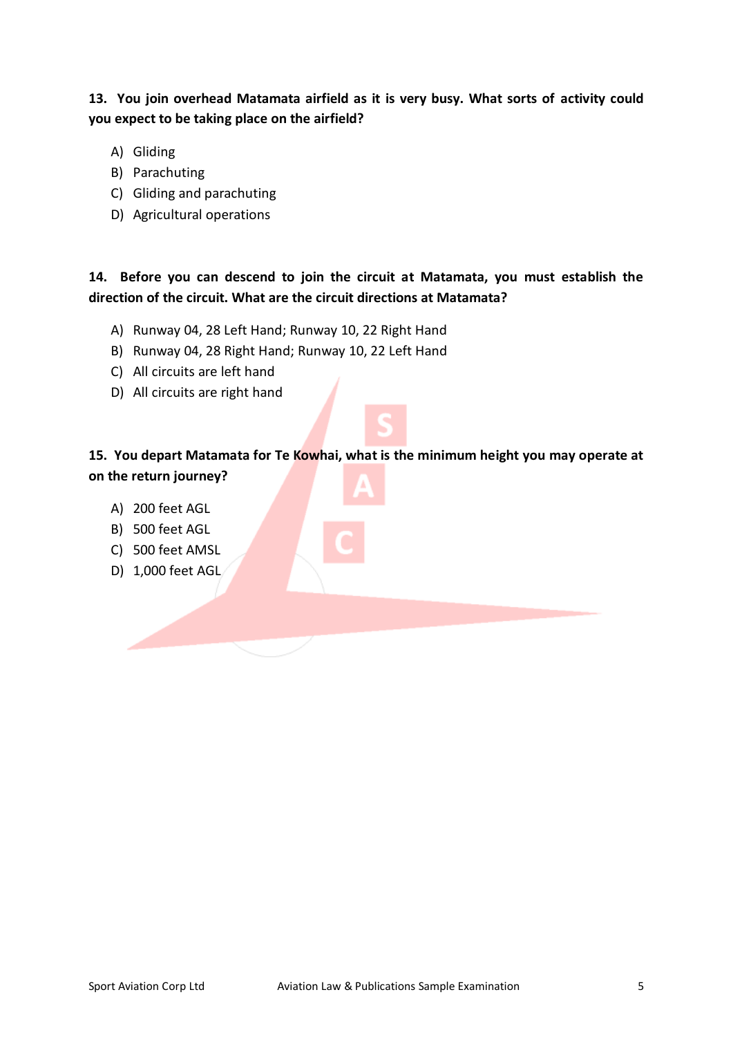**13. You join overhead Matamata airfield as it is very busy. What sorts of activity could you expect to be taking place on the airfield?**

A) Gliding
B) Parachuting
C) Gliding and parachuting
D) Agricultural operations

**14. Before you can descend to join the circuit at Matamata, you must establish the direction of the circuit. What are the circuit directions at Matamata?**

A) Runway 04, 28 Left Hand; Runway 10, 22 Right Hand
B) Runway 04, 28 Right Hand; Runway 10, 22 Left Hand
C) All circuits are left hand
D) All circuits are right hand

**15. You depart Matamata for Te Kowhai, what is the minimum height you may operate at on the return journey?**

A) 200 feet AGL
B) 500 feet AGL
C) 500 feet AMSL
D) 1,000 feet AGL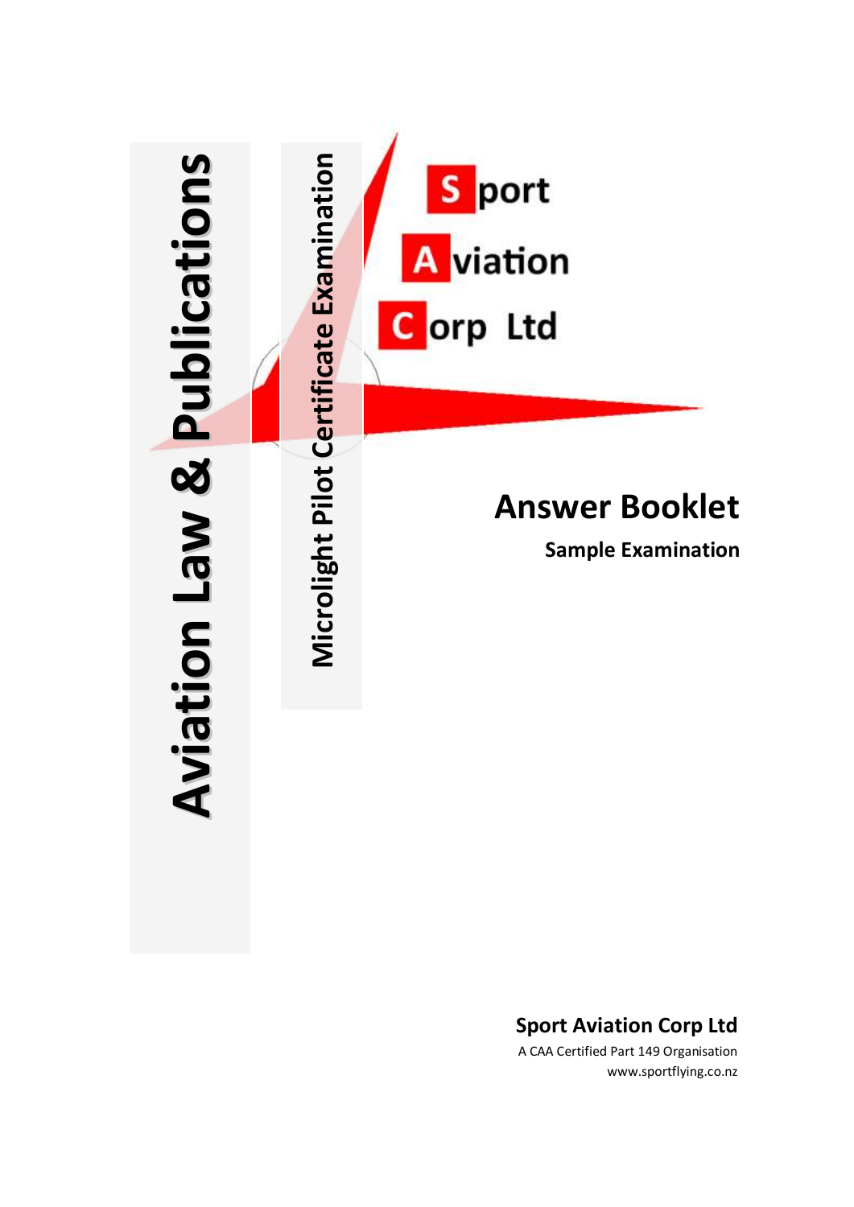# Aviation Law & Publications

## Microlight Pilot Certificate Examination

**S** port
**A** viation
**C** orp Ltd

# Answer Booklet

**Sample Examination**

**Sport Aviation Corp Ltd**
A CAA Certified Part 149 Organisation
www.sportflying.co.nz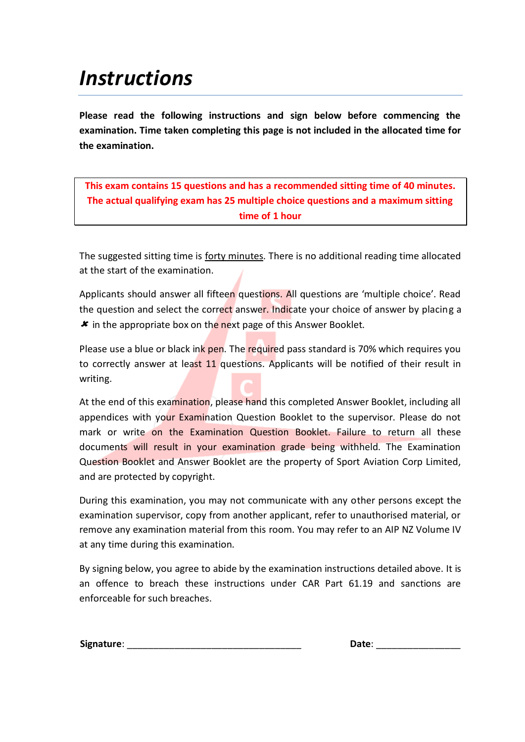# *Instructions*

**Please read the following instructions and sign below before commencing the examination. Time taken completing this page is not included in the allocated time for the examination.**

| |
|---|
| **This exam contains 15 questions and has a recommended sitting time of 40 minutes. The actual qualifying exam has 25 multiple choice questions and a maximum sitting time of 1 hour** |

The suggested sitting time is forty minutes. There is no additional reading time allocated at the start of the examination.

Applicants should answer all fifteen questions. All questions are 'multiple choice'. Read the question and select the correct answer. Indicate your choice of answer by placing a ✘ in the appropriate box on the next page of this Answer Booklet.

Please use a blue or black ink pen. The required pass standard is 70% which requires you to correctly answer at least 11 questions. Applicants will be notified of their result in writing.

At the end of this examination, please hand this completed Answer Booklet, including all appendices with your Examination Question Booklet to the supervisor. Please do not mark or write on the Examination Question Booklet. Failure to return all these documents will result in your examination grade being withheld. The Examination Question Booklet and Answer Booklet are the property of Sport Aviation Corp Limited, and are protected by copyright.

During this examination, you may not communicate with any other persons except the examination supervisor, copy from another applicant, refer to unauthorised material, or remove any examination material from this room. You may refer to an AIP NZ Volume IV at any time during this examination.

By signing below, you agree to abide by the examination instructions detailed above. It is an offence to breach these instructions under CAR Part 61.19 and sanctions are enforceable for such breaches.

**Signature**: ________________________________ **Date**: ________________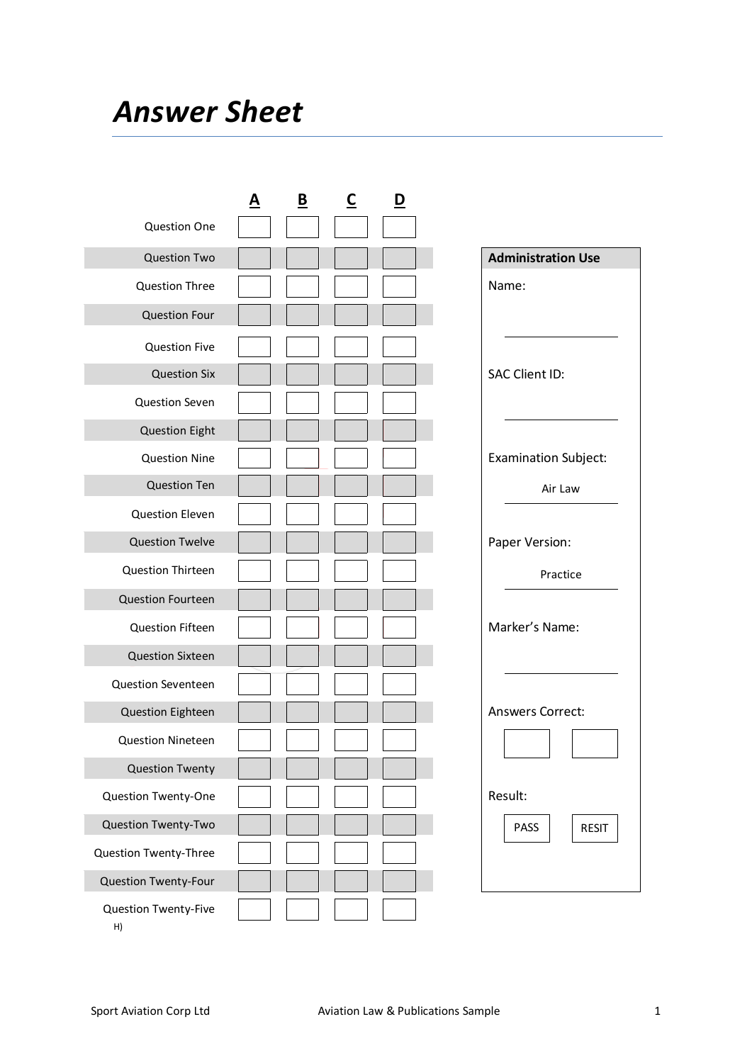# *Answer Sheet*

| | A | B | C | D |
|---|---|---|---|---|
| Question One | | | | |
| Question Two | | | | |
| Question Three | | | | |
| Question Four | | | | |
| Question Five | | | | |
| Question Six | | | | |
| Question Seven | | | | |
| Question Eight | | | | |
| Question Nine | | | | |
| Question Ten | | | | |
| Question Eleven | | | | |
| Question Twelve | | | | |
| Question Thirteen | | | | |
| Question Fourteen | | | | |
| Question Fifteen | | | | |
| Question Sixteen | | | | |
| Question Seventeen | | | | |
| Question Eighteen | | | | |
| Question Nineteen | | | | |
| Question Twenty | | | | |
| Question Twenty-One | | | | |
| Question Twenty-Two | | | | |
| Question Twenty-Three | | | | |
| Question Twenty-Four | | | | |
| Question Twenty-Five | | | | |

H)

**Administration Use**

Name:

SAC Client ID:

Examination Subject:

Air Law

Paper Version:

Practice

Marker's Name:

Answers Correct:

Result:

PASS RESIT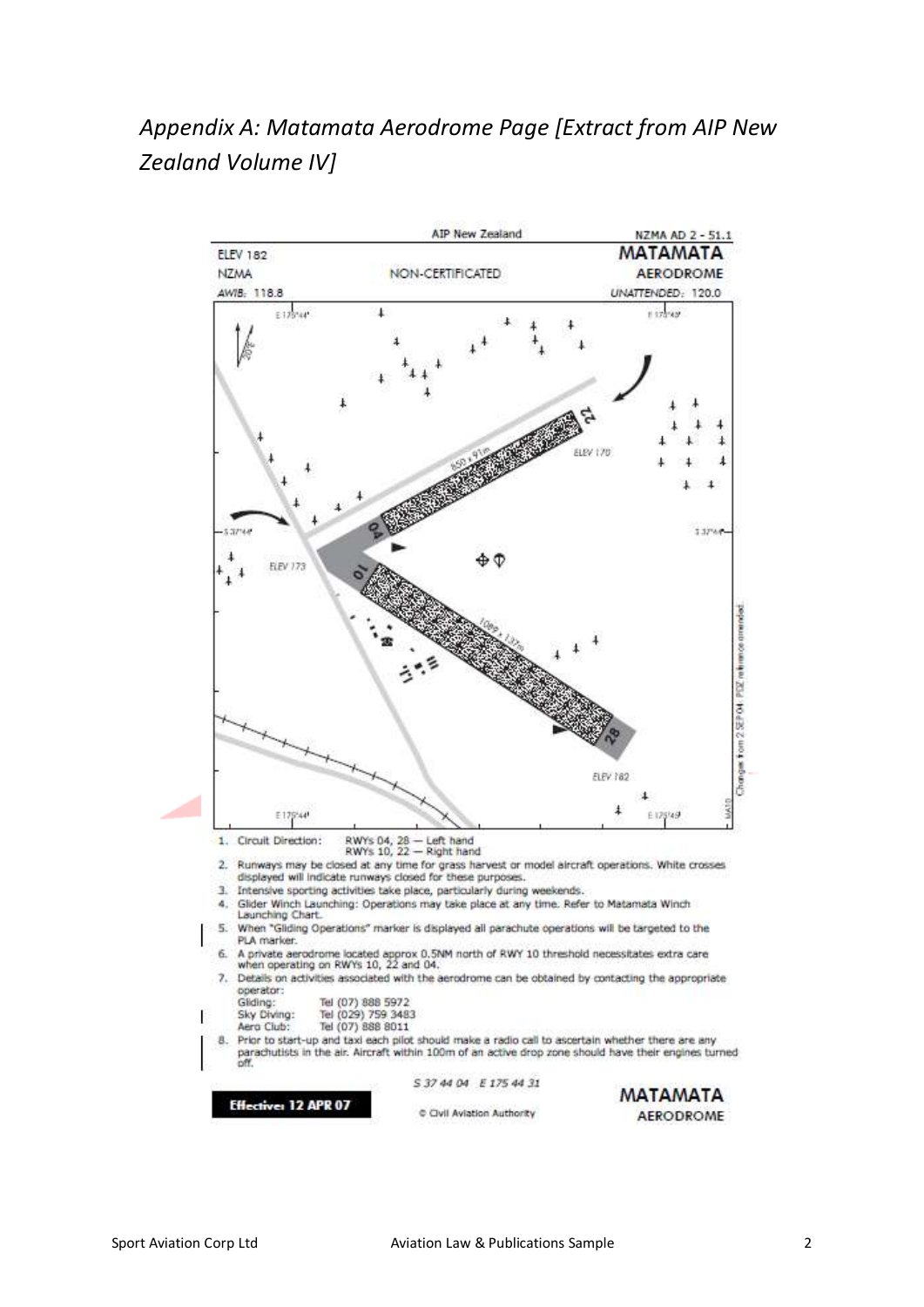*Appendix A: Matamata Aerodrome Page [Extract from AIP New Zealand Volume IV]*

AIP New Zealand — NZMA AD 2 - 51.1

ELEV 182
NZMA
AWIB: 118.8

NON-CERTIFICATED

**MATAMATA**
AERODROME
UNATTENDED: 120.0

1. Circuit Direction: RWYs 04, 28 — Left hand
   RWYs 10, 22 — Right hand
2. Runways may be closed at any time for grass harvest or model aircraft operations. White crosses displayed will indicate runways closed for these purposes.
3. Intensive sporting activities take place, particularly during weekends.
4. Glider Winch Launching: Operations may take place at any time. Refer to Matamata Winch Launching Chart.
5. When "Gliding Operations" marker is displayed all parachute operations will be targeted to the PLA marker.
6. A private aerodrome located approx 0.5NM north of RWY 10 threshold necessitates extra care when operating on RWYs 10, 22 and 04.
7. Details on activities associated with the aerodrome can be obtained by contacting the appropriate operator:
   Gliding: Tel (07) 888 5972
   Sky Diving: Tel (029) 759 3483
   Aero Club: Tel (07) 888 8011
8. Prior to start-up and taxi each pilot should make a radio call to ascertain whether there are any parachutists in the air. Aircraft within 100m of an active drop zone should have their engines turned off.

S 37 44 04 E 175 44 31

**Effective: 12 APR 07**

© Civil Aviation Authority

**MATAMATA**
AERODROME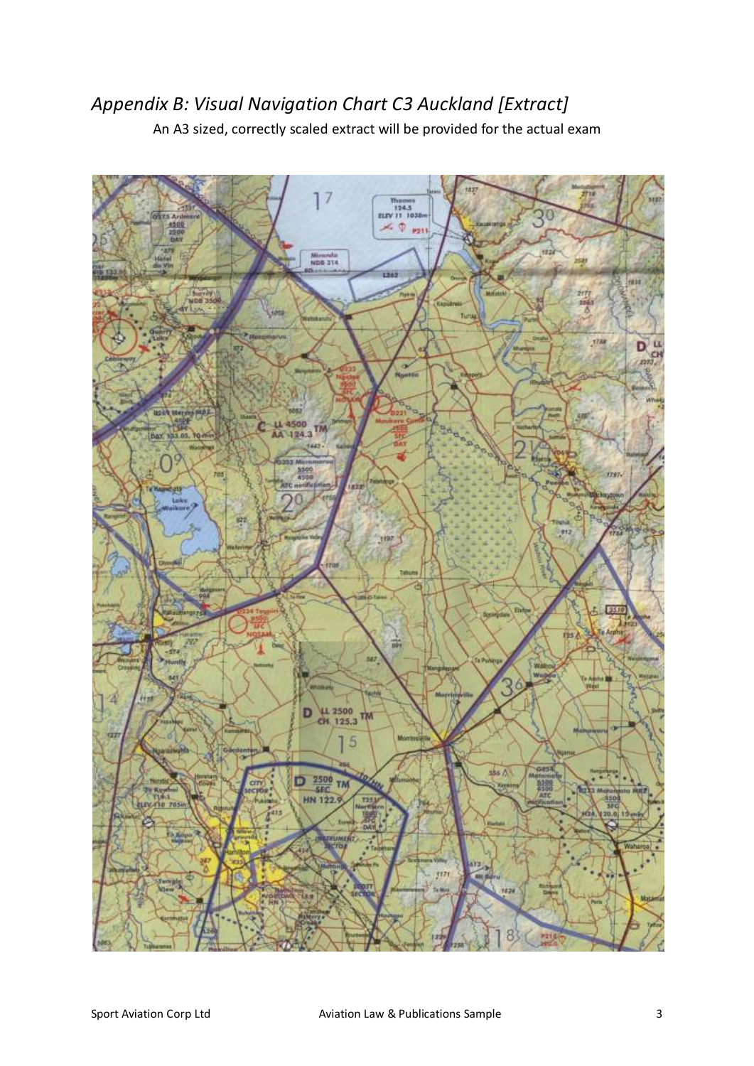*Appendix B: Visual Navigation Chart C3 Auckland [Extract]*

An A3 sized, correctly scaled extract will be provided for the actual exam